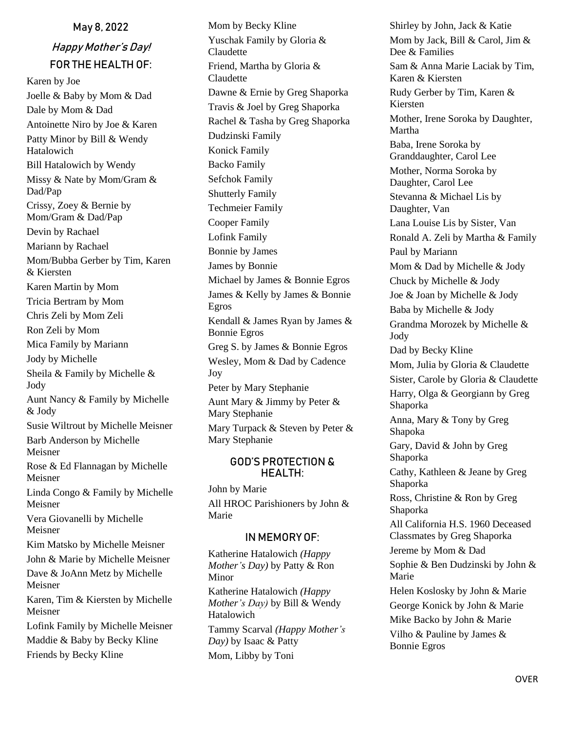May 8, 2022

## *Happy Mother's Day!*

### FOR THE HEALTH OF:

Karen by Joe

Joelle & Baby by Mom & Dad

Dale by Mom & Dad

Antoinette Niro by Joe & Karen

Patty Minor by Bill & Wendy Hatalowich

Bill Hatalowich by Wendy

Missy & Nate by Mom/Gram & Dad/Pap

Crissy, Zoey & Bernie by Mom/Gram & Dad/Pap

Devin by Rachael

Mariann by Rachael

Mom/Bubba Gerber by Tim, Karen & Kiersten

Karen Martin by Mom

Tricia Bertram by Mom

Chris Zeli by Mom Zeli

Ron Zeli by Mom

Mica Family by Mariann

Jody by Michelle

Sheila & Family by Michelle & Jody

Aunt Nancy & Family by Michelle & Jody

Susie Wiltrout by Michelle Meisner

Barb Anderson by Michelle Meisner

Rose & Ed Flannagan by Michelle Meisner

Linda Congo & Family by Michelle Meisner

Vera Giovanelli by Michelle Meisner

Kim Matsko by Michelle Meisner

John & Marie by Michelle Meisner

Dave & JoAnn Metz by Michelle Meisner

Karen, Tim & Kiersten by Michelle Meisner

Lofink Family by Michelle Meisner

Maddie & Baby by Becky Kline

Friends by Becky Kline

Mom by Becky Kline

Yuschak Family by Gloria & Claudette

Friend, Martha by Gloria & Claudette

Dawne & Ernie by Greg Shaporka

Travis & Joel by Greg Shaporka

Rachel & Tasha by Greg Shaporka

Dudzinski Family

Konick Family

Backo Family

Sefchok Family

Shutterly Family

Techmeier Family

Cooper Family

Lofink Family

Bonnie by James

James by Bonnie

Michael by James & Bonnie Egros

James & Kelly by James & Bonnie Egros

Kendall & James Ryan by James & Bonnie Egros

Greg S. by James & Bonnie Egros

Wesley, Mom & Dad by Cadence Joy

Peter by Mary Stephanie

Aunt Mary & Jimmy by Peter & Mary Stephanie

Mary Turpack & Steven by Peter & Mary Stephanie

### GOD'S PROTECTION & HEALTH:

John by Marie

All HROC Parishioners by John & Marie

### IN MEMORY OF:

Katherine Hatalowich *(Happy Mother's Day)* by Patty & Ron Minor

Katherine Hatalowich *(Happy Mother's Day)* by Bill & Wendy Hatalowich

Tammy Scarval *(Happy Mother's Day)* by Isaac & Patty

Mom, Libby by Toni

Shirley by John, Jack & Katie

Mom by Jack, Bill & Carol, Jim & Dee & Families

Sam & Anna Marie Laciak by Tim, Karen & Kiersten

Rudy Gerber by Tim, Karen & Kiersten

Mother, Irene Soroka by Daughter, Martha

Baba, Irene Soroka by Granddaughter, Carol Lee

Mother, Norma Soroka by Daughter, Carol Lee

Stevanna & Michael Lis by Daughter, Van

Lana Louise Lis by Sister, Van

Ronald A. Zeli by Martha & Family

Paul by Mariann

Mom & Dad by Michelle & Jody

Chuck by Michelle & Jody

Joe & Joan by Michelle & Jody

Baba by Michelle & Jody

Grandma Morozek by Michelle & Jody

Dad by Becky Kline

Mom, Julia by Gloria & Claudette

Sister, Carole by Gloria & Claudette

Harry, Olga & Georgiann by Greg Shaporka

Anna, Mary & Tony by Greg Shapoka

Gary, David & John by Greg Shaporka

Cathy, Kathleen & Jeane by Greg Shaporka

Ross, Christine & Ron by Greg Shaporka

All California H.S. 1960 Deceased Classmates by Greg Shaporka

Jereme by Mom & Dad

Sophie & Ben Dudzinski by John & Marie

Helen Koslosky by John & Marie

George Konick by John & Marie

Mike Backo by John & Marie

Vilho & Pauline by James & Bonnie Egros

OVER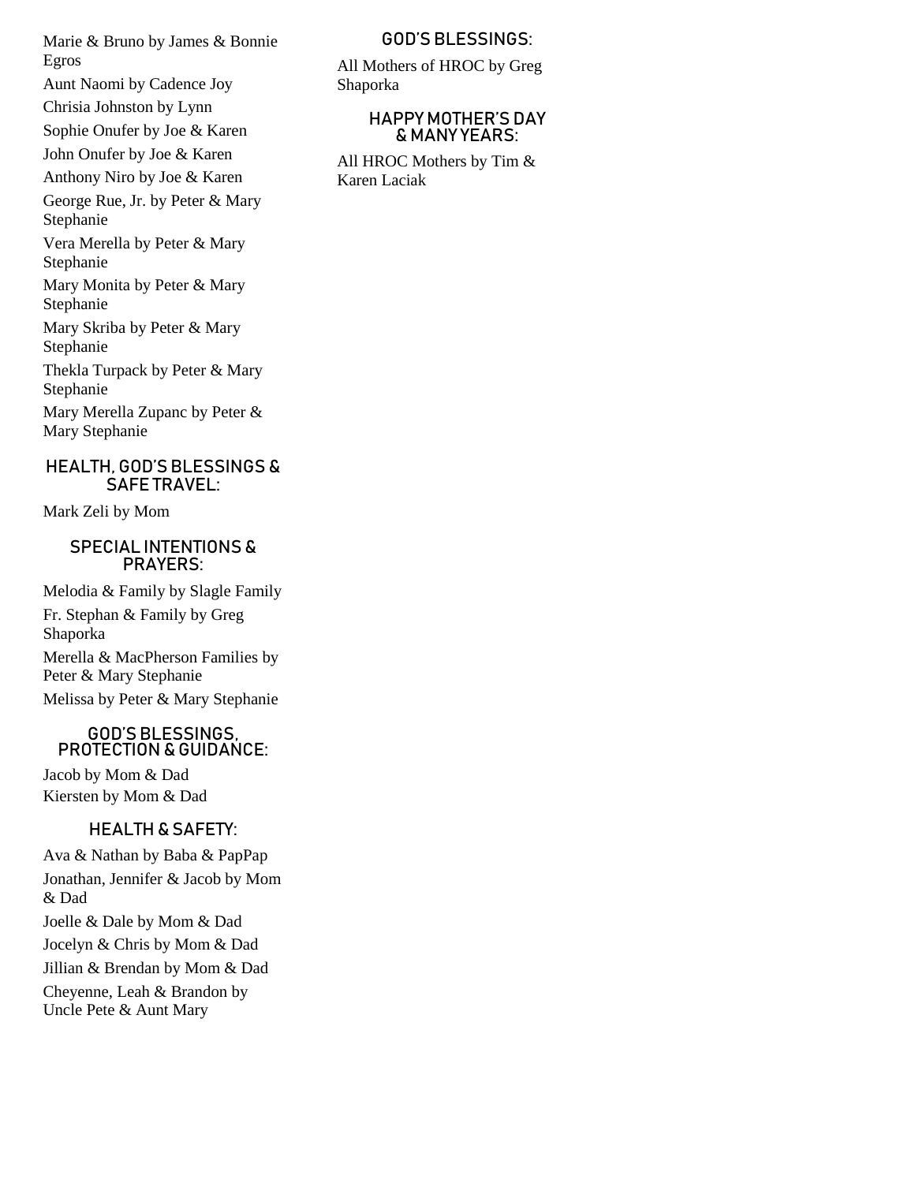Marie & Bruno by James & Bonnie Egros

Aunt Naomi by Cadence Joy

Chrisia Johnston by Lynn

Sophie Onufer by Joe & Karen

John Onufer by Joe & Karen

Anthony Niro by Joe & Karen

George Rue, Jr. by Peter & Mary Stephanie

Vera Merella by Peter & Mary Stephanie

Mary Monita by Peter & Mary Stephanie

Mary Skriba by Peter & Mary Stephanie

Thekla Turpack by Peter & Mary Stephanie

Mary Merella Zupanc by Peter & Mary Stephanie

### HEALTH, GOD'S BLESSINGS & SAFE TRAVEL:

Mark Zeli by Mom

### SPECIAL INTENTIONS & PRAYERS:

Melodia & Family by Slagle Family

Fr. Stephan & Family by Greg Shaporka

Merella & MacPherson Families by Peter & Mary Stephanie

Melissa by Peter & Mary Stephanie

### GOD'S BLESSINGS, PROTECTION & GUIDANCE:

Jacob by Mom & Dad

Kiersten by Mom & Dad

### HEALTH & SAFETY:

Ava & Nathan by Baba & PapPap

Jonathan, Jennifer & Jacob by Mom & Dad

Joelle & Dale by Mom & Dad

Jocelyn & Chris by Mom & Dad

Jillian & Brendan by Mom & Dad

Cheyenne, Leah & Brandon by Uncle Pete & Aunt Mary

### GOD'S BLESSINGS:

All Mothers of HROC by Greg Shaporka

### HAPPY MOTHER'S DAY & MANY YEARS:

All HROC Mothers by Tim & Karen Laciak